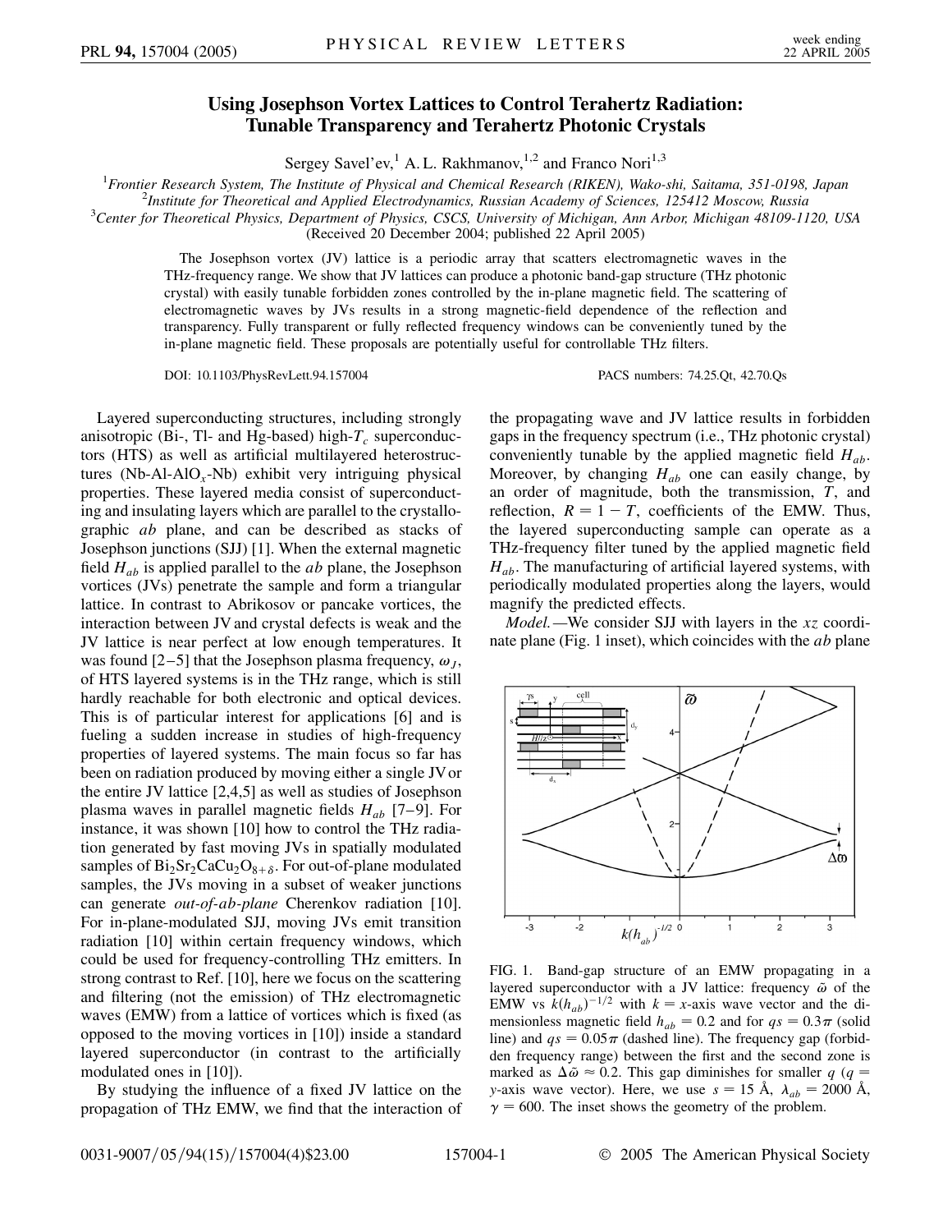# Using Josephson Vortex Lattices to Control Terahertz Radiation: Tunable Transparency and Terahertz Photonic Crystals

Sergey Savel'ev,[1] A. L. Rakhmanov,[1,2] and Franco Nori[1,3]

[1]*Frontier Research System, The Institute of Physical and Chemical Research (RIKEN), Wako-shi, Saitama, 351-0198, Japan*
[2]*Institute for Theoretical and Applied Electrodynamics, Russian Academy of Sciences, 125412 Moscow, Russia*
[3]*Center for Theoretical Physics, Department of Physics, CSCS, University of Michigan, Ann Arbor, Michigan 48109-1120, USA*
(Received 20 December 2004; published 22 April 2005)

The Josephson vortex (JV) lattice is a periodic array that scatters electromagnetic waves in the THz-frequency range. We show that JV lattices can produce a photonic band-gap structure (THz photonic crystal) with easily tunable forbidden zones controlled by the in-plane magnetic field. The scattering of electromagnetic waves by JVs results in a strong magnetic-field dependence of the reflection and transparency. Fully transparent or fully reflected frequency windows can be conveniently tuned by the in-plane magnetic field. These proposals are potentially useful for controllable THz filters.

DOI: 10.1103/PhysRevLett.94.157004 PACS numbers: 74.25.Qt, 42.70.Qs

Layered superconducting structures, including strongly anisotropic (Bi-, Tl- and Hg-based) high-$T_c$ superconductors (HTS) as well as artificial multilayered heterostructures (Nb-Al-$AlO_x$-Nb) exhibit very intriguing physical properties. These layered media consist of superconducting and insulating layers which are parallel to the crystallographic *ab* plane, and can be described as stacks of Josephson junctions (SJJ) [1]. When the external magnetic field $H_{ab}$ is applied parallel to the *ab* plane, the Josephson vortices (JVs) penetrate the sample and form a triangular lattice. In contrast to Abrikosov or pancake vortices, the interaction between JV and crystal defects is weak and the JV lattice is near perfect at low enough temperatures. It was found [2–5] that the Josephson plasma frequency, $\omega_J$, of HTS layered systems is in the THz range, which is still hardly reachable for both electronic and optical devices. This is of particular interest for applications [6] and is fueling a sudden increase in studies of high-frequency properties of layered systems. The main focus so far has been on radiation produced by moving either a single JV or the entire JV lattice [2,4,5] as well as studies of Josephson plasma waves in parallel magnetic fields $H_{ab}$ [7–9]. For instance, it was shown [10] how to control the THz radiation generated by fast moving JVs in spatially modulated samples of $Bi_2Sr_2CaCu_2O_{8+\delta}$. For out-of-plane modulated samples, the JVs moving in a subset of weaker junctions can generate *out-of-ab-plane* Cherenkov radiation [10]. For in-plane-modulated SJJ, moving JVs emit transition radiation [10] within certain frequency windows, which could be used for frequency-controlling THz emitters. In strong contrast to Ref. [10], here we focus on the scattering and filtering (not the emission) of THz electromagnetic waves (EMW) from a lattice of vortices which is fixed (as opposed to the moving vortices in [10]) inside a standard layered superconductor (in contrast to the artificially modulated ones in [10]).

By studying the influence of a fixed JV lattice on the propagation of THz EMW, we find that the interaction of the propagating wave and JV lattice results in forbidden gaps in the frequency spectrum (i.e., THz photonic crystal) conveniently tunable by the applied magnetic field $H_{ab}$. Moreover, by changing $H_{ab}$ one can easily change, by an order of magnitude, both the transmission, $T$, and reflection, $R = 1 - T$, coefficients of the EMW. Thus, the layered superconducting sample can operate as a THz-frequency filter tuned by the applied magnetic field $H_{ab}$. The manufacturing of artificial layered systems, with periodically modulated properties along the layers, would magnify the predicted effects.

*Model.*—We consider SJJ with layers in the $xz$ coordinate plane (Fig. 1 inset), which coincides with the *ab* plane

FIG. 1. Band-gap structure of an EMW propagating in a layered superconductor with a JV lattice: frequency $\tilde{\omega}$ of the EMW vs $k(h_{ab})^{-1/2}$ with $k = x$-axis wave vector and the dimensionless magnetic field $h_{ab} = 0.2$ and for $qs = 0.3\pi$ (solid line) and $qs = 0.05\pi$ (dashed line). The frequency gap (forbidden frequency range) between the first and the second zone is marked as $\Delta\tilde{\omega} \approx 0.2$. This gap diminishes for smaller $q$ ($q =$ $y$-axis wave vector). Here, we use $s = 15$ Å, $\lambda_{ab} = 2000$ Å, $\gamma = 600$. The inset shows the geometry of the problem.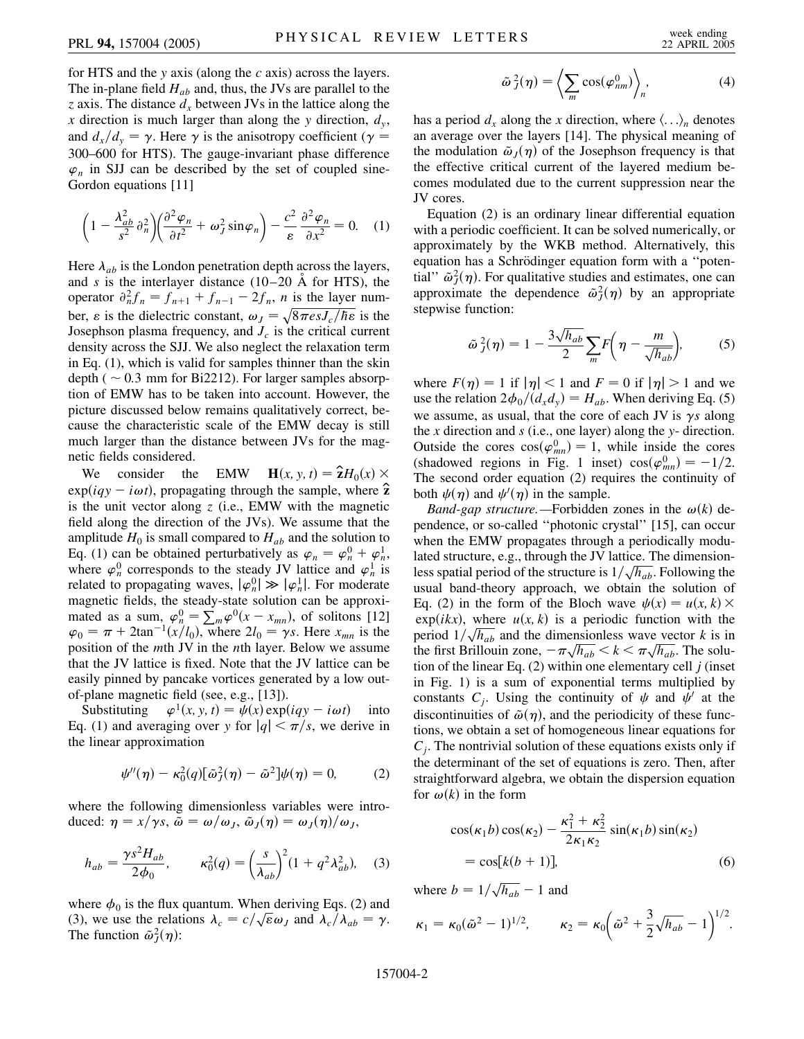for HTS and the $y$ axis (along the $c$ axis) across the layers. The in-plane field $H_{ab}$ and, thus, the JVs are parallel to the $z$ axis. The distance $d_x$ between JVs in the lattice along the $x$ direction is much larger than along the $y$ direction, $d_y$, and $d_x/d_y = \gamma$. Here $\gamma$ is the anisotropy coefficient ($\gamma = 300$–$600$ for HTS). The gauge-invariant phase difference $\varphi_n$ in SJJ can be described by the set of coupled sine-Gordon equations [11]

$$\left(1 - \frac{\lambda_{ab}^2}{s^2}\partial_n^2\right)\left(\frac{\partial^2 \varphi_n}{\partial t^2} + \omega_J^2 \sin\varphi_n\right) - \frac{c^2}{\varepsilon}\frac{\partial^2 \varphi_n}{\partial x^2} = 0. \quad (1)$$

Here $\lambda_{ab}$ is the London penetration depth across the layers, and $s$ is the interlayer distance (10–20 Å for HTS), the operator $\partial_n^2 f_n = f_{n+1} + f_{n-1} - 2f_n$, $n$ is the layer number, $\varepsilon$ is the dielectric constant, $\omega_J = \sqrt{8\pi e s J_c/\hbar\varepsilon}$ is the Josephson plasma frequency, and $J_c$ is the critical current density across the SJJ. We also neglect the relaxation term in Eq. (1), which is valid for samples thinner than the skin depth ($\sim 0.3$ mm for Bi2212). For larger samples absorption of EMW has to be taken into account. However, the picture discussed below remains qualitatively correct, because the characteristic scale of the EMW decay is still much larger than the distance between JVs for the magnetic fields considered.

We consider the EMW $\mathbf{H}(x, y, t) = \hat{\mathbf{z}} H_0(x) \times \exp(iqy - i\omega t)$, propagating through the sample, where $\hat{\mathbf{z}}$ is the unit vector along $z$ (i.e., EMW with the magnetic field along the direction of the JVs). We assume that the amplitude $H_0$ is small compared to $H_{ab}$ and the solution to Eq. (1) can be obtained perturbatively as $\varphi_n = \varphi_n^0 + \varphi_n^1$, where $\varphi_n^0$ corresponds to the steady JV lattice and $\varphi_n^1$ is related to propagating waves, $|\varphi_n^0| \gg |\varphi_n^1|$. For moderate magnetic fields, the steady-state solution can be approximated as a sum, $\varphi_n^0 = \sum_m \varphi^0(x - x_{mn})$, of solitons [12] $\varphi_0 = \pi + 2\tan^{-1}(x/l_0)$, where $2l_0 = \gamma s$. Here $x_{mn}$ is the position of the $m$th JV in the $n$th layer. Below we assume that the JV lattice is fixed. Note that the JV lattice can be easily pinned by pancake vortices generated by a low out-of-plane magnetic field (see, e.g., [13]).

Substituting $\varphi^1(x, y, t) = \psi(x)\exp(iqy - i\omega t)$ into Eq. (1) and averaging over $y$ for $|q| < \pi/s$, we derive in the linear approximation

$$\psi''(\eta) - \kappa_0^2(q)[\tilde{\omega}_J^2(\eta) - \tilde{\omega}^2]\psi(\eta) = 0, \quad (2)$$

where the following dimensionless variables were introduced: $\eta = x/\gamma s$, $\tilde{\omega} = \omega/\omega_J$, $\tilde{\omega}_J(\eta) = \omega_J(\eta)/\omega_J$,

$$h_{ab} = \frac{\gamma s^2 H_{ab}}{2\phi_0}, \qquad \kappa_0^2(q) = \left(\frac{s}{\lambda_{ab}}\right)^2(1 + q^2\lambda_{ab}^2), \quad (3)$$

where $\phi_0$ is the flux quantum. When deriving Eqs. (2) and (3), we use the relations $\lambda_c = c/\sqrt{\varepsilon}\omega_J$ and $\lambda_c/\lambda_{ab} = \gamma$. The function $\tilde{\omega}_J^2(\eta)$:

$$\tilde{\omega}_J^2(\eta) = \left\langle \sum_m \cos(\varphi_{nm}^0) \right\rangle_n, \quad (4)$$

has a period $d_x$ along the $x$ direction, where $\langle \ldots \rangle_n$ denotes an average over the layers [14]. The physical meaning of the modulation $\tilde{\omega}_J(\eta)$ of the Josephson frequency is that the effective critical current of the layered medium becomes modulated due to the current suppression near the JV cores.

Equation (2) is an ordinary linear differential equation with a periodic coefficient. It can be solved numerically, or approximately by the WKB method. Alternatively, this equation has a Schrödinger equation form with a "potential" $\tilde{\omega}_J^2(\eta)$. For qualitative studies and estimates, one can approximate the dependence $\tilde{\omega}_J^2(\eta)$ by an appropriate stepwise function:

$$\tilde{\omega}_J^2(\eta) = 1 - \frac{3\sqrt{h_{ab}}}{2}\sum_m F\left(\eta - \frac{m}{\sqrt{h_{ab}}}\right), \quad (5)$$

where $F(\eta) = 1$ if $|\eta| < 1$ and $F = 0$ if $|\eta| > 1$ and we use the relation $2\phi_0/(d_x d_y) = H_{ab}$. When deriving Eq. (5) we assume, as usual, that the core of each JV is $\gamma s$ along the $x$ direction and $s$ (i.e., one layer) along the $y$- direction. Outside the cores $\cos(\varphi_{mn}^0) = 1$, while inside the cores (shadowed regions in Fig. 1 inset) $\cos(\varphi_{mn}^0) = -1/2$. The second order equation (2) requires the continuity of both $\psi(\eta)$ and $\psi'(\eta)$ in the sample.

*Band-gap structure.*—Forbidden zones in the $\omega(k)$ dependence, or so-called "photonic crystal" [15], can occur when the EMW propagates through a periodically modulated structure, e.g., through the JV lattice. The dimensionless spatial period of the structure is $1/\sqrt{h_{ab}}$. Following the usual band-theory approach, we obtain the solution of Eq. (2) in the form of the Bloch wave $\psi(x) = u(x, k) \times \exp(ikx)$, where $u(x, k)$ is a periodic function with the period $1/\sqrt{h_{ab}}$ and the dimensionless wave vector $k$ is in the first Brillouin zone, $-\pi\sqrt{h_{ab}} < k < \pi\sqrt{h_{ab}}$. The solution of the linear Eq. (2) within one elementary cell $j$ (inset in Fig. 1) is a sum of exponential terms multiplied by constants $C_j$. Using the continuity of $\psi$ and $\psi'$ at the discontinuities of $\tilde{\omega}(\eta)$, and the periodicity of these functions, we obtain a set of homogeneous linear equations for $C_j$. The nontrivial solution of these equations exists only if the determinant of the set of equations is zero. Then, after straightforward algebra, we obtain the dispersion equation for $\omega(k)$ in the form

$$\cos(\kappa_1 b)\cos(\kappa_2) - \frac{\kappa_1^2 + \kappa_2^2}{2\kappa_1\kappa_2}\sin(\kappa_1 b)\sin(\kappa_2) = \cos[k(b + 1)], \quad (6)$$

where $b = 1/\sqrt{h_{ab}} - 1$ and

$$\kappa_1 = \kappa_0(\tilde{\omega}^2 - 1)^{1/2}, \qquad \kappa_2 = \kappa_0\left(\tilde{\omega}^2 + \frac{3}{2}\sqrt{h_{ab}} - 1\right)^{1/2}.$$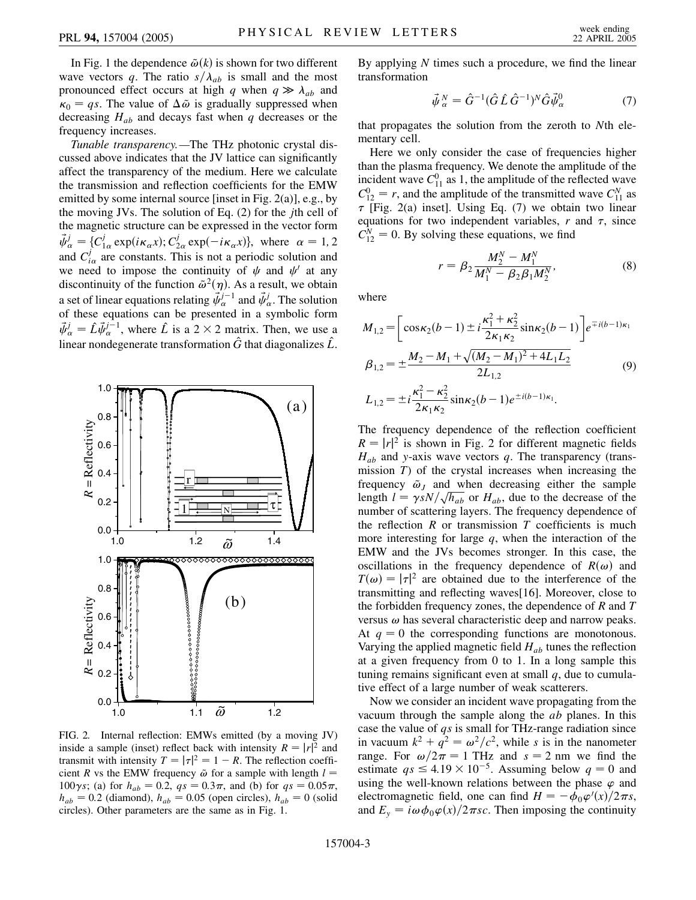In Fig. 1 the dependence $\tilde{\omega}(k)$ is shown for two different wave vectors $q$. The ratio $s/\lambda_{ab}$ is small and the most pronounced effect occurs at high $q$ when $q \gg \lambda_{ab}$ and $\kappa_0 = qs$. The value of $\Delta\tilde{\omega}$ is gradually suppressed when decreasing $H_{ab}$ and decays fast when $q$ decreases or the frequency increases.

*Tunable transparency.*—The THz photonic crystal discussed above indicates that the JV lattice can significantly affect the transparency of the medium. Here we calculate the transmission and reflection coefficients for the EMW emitted by some internal source [inset in Fig. 2(a)], e.g., by the moving JVs. The solution of Eq. (2) for the $j$th cell of the magnetic structure can be expressed in the vector form $\vec{\psi}^j_\alpha = \{C^j_{1\alpha}\exp(i\kappa_\alpha x); C^j_{2\alpha}\exp(-i\kappa_\alpha x)\}$, where $\alpha = 1, 2$ and $C^j_{i\alpha}$ are constants. This is not a periodic solution and we need to impose the continuity of $\psi$ and $\psi'$ at any discontinuity of the function $\tilde{\omega}^2(\eta)$. As a result, we obtain a set of linear equations relating $\vec{\psi}^{j-1}_\alpha$ and $\vec{\psi}^j_\alpha$. The solution of these equations can be presented in a symbolic form $\vec{\psi}^j_\alpha = \hat{L}\vec{\psi}^{j-1}_\alpha$, where $\hat{L}$ is a $2\times 2$ matrix. Then, we use a linear nondegenerate transformation $\hat{G}$ that diagonalizes $\hat{L}$.

FIG. 2. Internal reflection: EMWs emitted (by a moving JV) inside a sample (inset) reflect back with intensity $R = |r|^2$ and transmit with intensity $T = |\tau|^2 = 1 - R$. The reflection coefficient $R$ vs the EMW frequency $\tilde{\omega}$ for a sample with length $l = 100\gamma s$; (a) for $h_{ab} = 0.2$, $qs = 0.3\pi$, and (b) for $qs = 0.05\pi$, $h_{ab} = 0.2$ (diamond), $h_{ab} = 0.05$ (open circles), $h_{ab} = 0$ (solid circles). Other parameters are the same as in Fig. 1.

By applying $N$ times such a procedure, we find the linear transformation

$$\vec{\psi}^{\,N}_\alpha = \hat{G}^{-1}(\hat{G}\hat{L}\hat{G}^{-1})^N\hat{G}\vec{\psi}^0_\alpha \tag{7}$$

that propagates the solution from the zeroth to $N$th elementary cell.

Here we only consider the case of frequencies higher than the plasma frequency. We denote the amplitude of the incident wave $C^0_{11}$ as 1, the amplitude of the reflected wave $C^0_{12} = r$, and the amplitude of the transmitted wave $C^N_{11}$ as $\tau$ [Fig. 2(a) inset]. Using Eq. (7) we obtain two linear equations for two independent variables, $r$ and $\tau$, since $C^N_{12} = 0$. By solving these equations, we find

$$r = \beta_2\frac{M_2^N - M_1^N}{M_1^N - \beta_2\beta_1 M_2^N}, \tag{8}$$

where

$$M_{1,2} = \left[\cos\kappa_2(b-1) \pm i\frac{\kappa_1^2+\kappa_2^2}{2\kappa_1\kappa_2}\sin\kappa_2(b-1)\right]e^{\mp i(b-1)\kappa_1}$$

$$\beta_{1,2} = \pm\frac{M_2 - M_1 + \sqrt{(M_2-M_1)^2 + 4L_1L_2}}{2L_{1,2}} \tag{9}$$

$$L_{1,2} = \pm i\frac{\kappa_1^2-\kappa_2^2}{2\kappa_1\kappa_2}\sin\kappa_2(b-1)e^{\pm i(b-1)\kappa_1}.$$

The frequency dependence of the reflection coefficient $R = |r|^2$ is shown in Fig. 2 for different magnetic fields $H_{ab}$ and $y$-axis wave vectors $q$. The transparency (transmission $T$) of the crystal increases when increasing the frequency $\tilde{\omega}_J$ and when decreasing either the sample length $l = \gamma sN/\sqrt{h_{ab}}$ or $H_{ab}$, due to the decrease of the number of scattering layers. The frequency dependence of the reflection $R$ or transmission $T$ coefficients is much more interesting for large $q$, when the interaction of the EMW and the JVs becomes stronger. In this case, the oscillations in the frequency dependence of $R(\omega)$ and $T(\omega) = |\tau|^2$ are obtained due to the interference of the transmitting and reflecting waves[16]. Moreover, close to the forbidden frequency zones, the dependence of $R$ and $T$ versus $\omega$ has several characteristic deep and narrow peaks. At $q = 0$ the corresponding functions are monotonous. Varying the applied magnetic field $H_{ab}$ tunes the reflection at a given frequency from 0 to 1. In a long sample this tuning remains significant even at small $q$, due to cumulative effect of a large number of weak scatterers.

Now we consider an incident wave propagating from the vacuum through the sample along the $ab$ planes. In this case the value of $qs$ is small for THz-range radiation since in vacuum $k^2 + q^2 = \omega^2/c^2$, while $s$ is in the nanometer range. For $\omega/2\pi = 1$ THz and $s = 2$ nm we find the estimate $qs \leq 4.19 \times 10^{-5}$. Assuming below $q = 0$ and using the well-known relations between the phase $\varphi$ and electromagnetic field, one can find $H = -\phi_0\varphi'(x)/2\pi s$, and $E_y = i\omega\phi_0\varphi(x)/2\pi sc$. Then imposing the continuity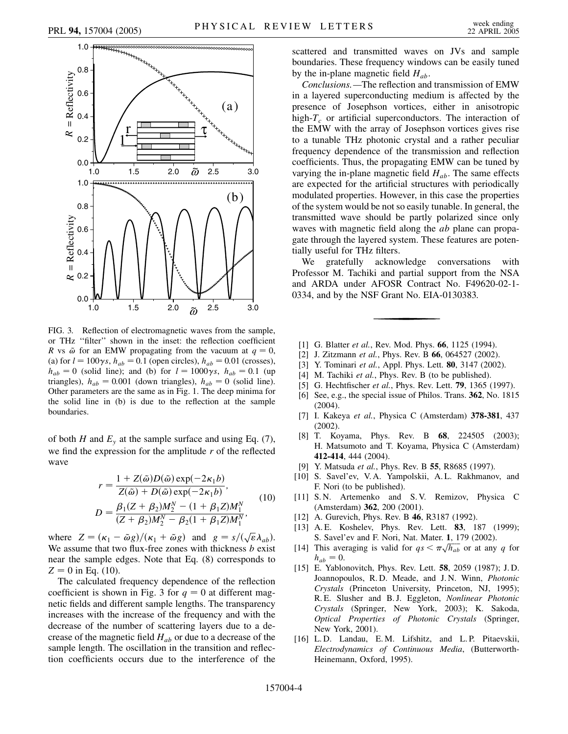(a)

R = Reflectivity

1.0
0.8
0.6
0.4
0.2
0.0

1.0 1.5 2.0 $\tilde{\omega}$ 2.5 3.0

r τ

1

(b)

R = Reflectivity

1.0
0.8
0.6
0.4
0.2
0.0

1.0 1.5 2.0 $\tilde{\omega}$ 2.5 3.0

FIG. 3. Reflection of electromagnetic waves from the sample, or THz "filter" shown in the inset: the reflection coefficient $R$ vs $\tilde{\omega}$ for an EMW propagating from the vacuum at $q = 0$, (a) for $l = 100\gamma s$, $h_{ab} = 0.1$ (open circles), $h_{ab} = 0.01$ (crosses), $h_{ab} = 0$ (solid line); and (b) for $l = 1000\gamma s$, $h_{ab} = 0.1$ (up triangles), $h_{ab} = 0.001$ (down triangles), $h_{ab} = 0$ (solid line). Other parameters are the same as in Fig. 1. The deep minima for the solid line in (b) is due to the reflection at the sample boundaries.

of both $H$ and $E_y$ at the sample surface and using Eq. (7), we find the expression for the amplitude $r$ of the reflected wave

$$
\begin{aligned}
r &= \frac{1 + Z(\tilde{\omega})D(\tilde{\omega})\exp(-2\kappa_1 b)}{Z(\tilde{\omega}) + D(\tilde{\omega})\exp(-2\kappa_1 b)}, \\
D &= \frac{\beta_1(Z + \beta_2)M_2^N - (1 + \beta_1 Z)M_1^N}{(Z + \beta_2)M_2^N - \beta_2(1 + \beta_1 Z)M_1^N},
\end{aligned}
\tag{10}
$$

where $Z = (\kappa_1 - \tilde{\omega}g)/(\kappa_1 + \tilde{\omega}g)$ and $g = s/(\sqrt{\varepsilon}\lambda_{ab})$. We assume that two flux-free zones with thickness $b$ exist near the sample edges. Note that Eq. (8) corresponds to $Z = 0$ in Eq. (10).

The calculated frequency dependence of the reflection coefficient is shown in Fig. 3 for $q = 0$ at different magnetic fields and different sample lengths. The transparency increases with the increase of the frequency and with the decrease of the number of scattering layers due to a decrease of the magnetic field $H_{ab}$ or due to a decrease of the sample length. The oscillation in the transition and reflection coefficients occurs due to the interference of the scattered and transmitted waves on JVs and sample boundaries. These frequency windows can be easily tuned by the in-plane magnetic field $H_{ab}$.

*Conclusions.*—The reflection and transmission of EMW in a layered superconducting medium is affected by the presence of Josephson vortices, either in anisotropic high-$T_c$ or artificial superconductors. The interaction of the EMW with the array of Josephson vortices gives rise to a tunable THz photonic crystal and a rather peculiar frequency dependence of the transmission and reflection coefficients. Thus, the propagating EMW can be tuned by varying the in-plane magnetic field $H_{ab}$. The same effects are expected for the artificial structures with periodically modulated properties. However, in this case the properties of the system would be not so easily tunable. In general, the transmitted wave should be partly polarized since only waves with magnetic field along the *ab* plane can propagate through the layered system. These features are potentially useful for THz filters.

We gratefully acknowledge conversations with Professor M. Tachiki and partial support from the NSA and ARDA under AFOSR Contract No. F49620-02-1-0334, and by the NSF Grant No. EIA-0130383.

[1] G. Blatter *et al.*, Rev. Mod. Phys. **66**, 1125 (1994).

[2] J. Zitzmann *et al.*, Phys. Rev. B **66**, 064527 (2002).

[3] Y. Tominari *et al.*, Appl. Phys. Lett. **80**, 3147 (2002).

[4] M. Tachiki *et al.*, Phys. Rev. B (to be published).

[5] G. Hechtfischer *et al.*, Phys. Rev. Lett. **79**, 1365 (1997).

[6] See, e.g., the special issue of Philos. Trans. **362**, No. 1815 (2004).

[7] I. Kakeya *et al.*, Physica C (Amsterdam) **378-381**, 437 (2002).

[8] T. Koyama, Phys. Rev. B **68**, 224505 (2003); H. Matsumoto and T. Koyama, Physica C (Amsterdam) **412-414**, 444 (2004).

[9] Y. Matsuda *et al.*, Phys. Rev. B **55**, R8685 (1997).

[10] S. Savel'ev, V. A. Yampolskii, A. L. Rakhmanov, and F. Nori (to be published).

[11] S. N. Artemenko and S. V. Remizov, Physica C (Amsterdam) **362**, 200 (2001).

[12] A. Gurevich, Phys. Rev. B **46**, R3187 (1992).

[13] A. E. Koshelev, Phys. Rev. Lett. **83**, 187 (1999); S. Savel'ev and F. Nori, Nat. Mater. **1**, 179 (2002).

[14] This averaging is valid for $qs < \pi\sqrt{h_{ab}}$ or at any $q$ for $h_{ab} = 0$.

[15] E. Yablonovitch, Phys. Rev. Lett. **58**, 2059 (1987); J. D. Joannopoulos, R. D. Meade, and J. N. Winn, *Photonic Crystals* (Princeton University, Princeton, NJ, 1995); R. E. Slusher and B. J. Eggleton, *Nonlinear Photonic Crystals* (Springer, New York, 2003); K. Sakoda, *Optical Properties of Photonic Crystals* (Springer, New York, 2001).

[16] L. D. Landau, E. M. Lifshitz, and L. P. Pitaevskii, *Electrodynamics of Continuous Media*, (Butterworth-Heinemann, Oxford, 1995).